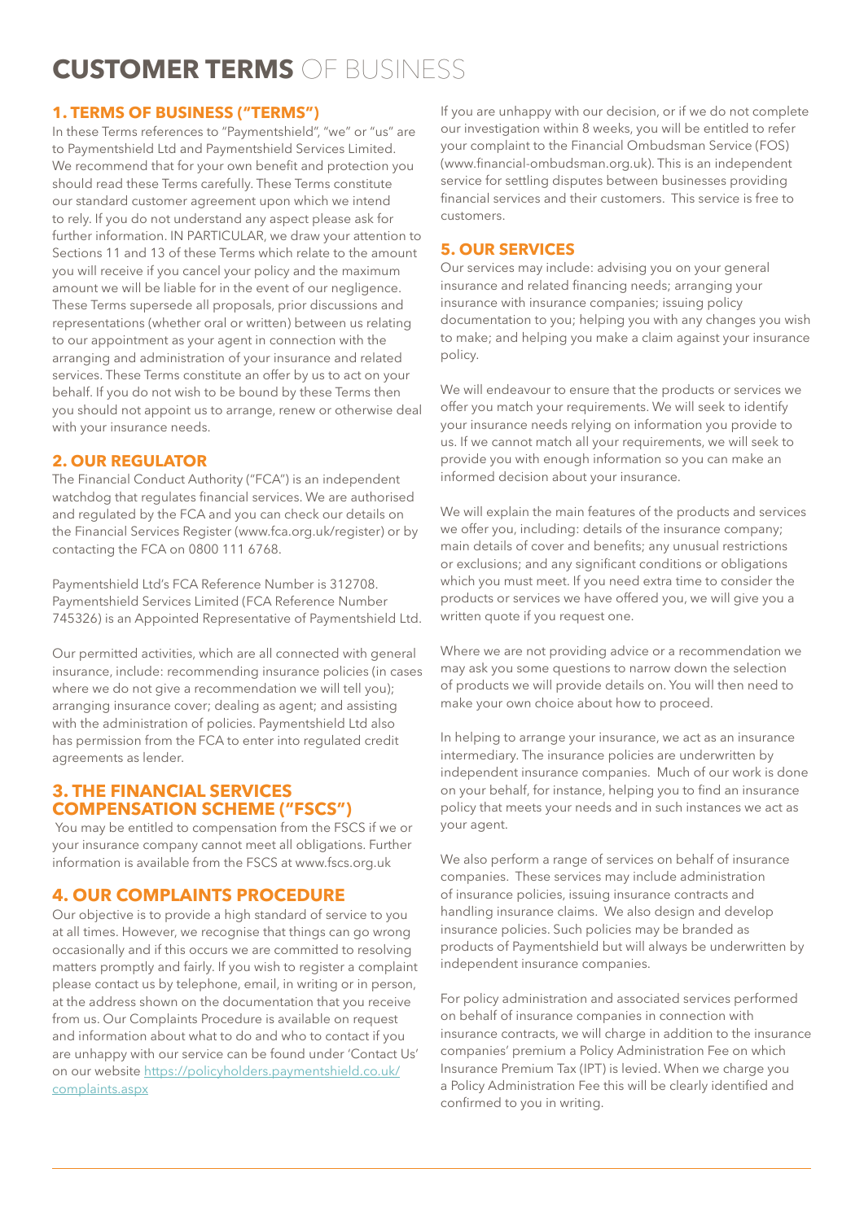# **CUSTOMER TERMS** OF BUSINESS

## 1. TERMS OF BUSINESS ("TERMS")

In these Terms references to "Paymentshield", "we" or "us" are to Paymentshield Ltd and Paymentshield Services Limited. We recommend that for your own benefit and protection you should read these Terms carefully. These Terms constitute our standard customer agreement upon which we intend to rely. If you do not understand any aspect please ask for further information. IN PARTICULAR, we draw your attention to Sections 11 and 13 of these Terms which relate to the amount you will receive if you cancel your policy and the maximum amount we will be liable for in the event of our negligence. These Terms supersede all proposals, prior discussions and representations (whether oral or written) between us relating to our appointment as your agent in connection with the arranging and administration of your insurance and related services. These Terms constitute an offer by us to act on your behalf. If you do not wish to be bound by these Terms then you should not appoint us to arrange, renew or otherwise deal with your insurance needs.

## 2. OUR REGULATOR

The Financial Conduct Authority ("FCA") is an independent watchdog that regulates financial services. We are authorised and regulated by the FCA and you can check our details on the Financial Services Register (www.fca.org.uk/register) or by contacting the FCA on 0800 111 6768.

Paymentshield Ltd's FCA Reference Number is 312708. Paymentshield Services Limited (FCA Reference Number 745326) is an Appointed Representative of Paymentshield Ltd.

Our permitted activities, which are all connected with general insurance, include: recommending insurance policies (in cases where we do not give a recommendation we will tell you); arranging insurance cover; dealing as agent; and assisting with the administration of policies. Paymentshield Ltd also has permission from the FCA to enter into regulated credit agreements as lender.

## 3. THE FINANCIAL SERVICES COMPENSATION SCHEME ("FSCS")

You may be entitled to compensation from the FSCS if we or your insurance company cannot meet all obligations. Further information is available from the FSCS at www.fscs.org.uk

## 4. OUR COMPLAINTS PROCEDURE

Our objective is to provide a high standard of service to you at all times. However, we recognise that things can go wrong occasionally and if this occurs we are committed to resolving matters promptly and fairly. If you wish to register a complaint please contact us by telephone, email, in writing or in person, at the address shown on the documentation that you receive from us. Our Complaints Procedure is available on request and information about what to do and who to contact if you are unhappy with our service can be found under 'Contact Us' on our website https://policyholders.paymentshield.co.uk/complaints.aspx

If you are unhappy with our decision, or if we do not complete our investigation within 8 weeks, you will be entitled to refer your complaint to the Financial Ombudsman Service (FOS) (www.financial-ombudsman.org.uk). This is an independent service for settling disputes between businesses providing financial services and their customers. This service is free to customers.

## 5. OUR SERVICES

Our services may include: advising you on your general insurance and related financing needs; arranging your insurance with insurance companies; issuing policy documentation to you; helping you with any changes you wish to make; and helping you make a claim against your insurance policy.

We will endeavour to ensure that the products or services we offer you match your requirements. We will seek to identify your insurance needs relying on information you provide to us. If we cannot match all your requirements, we will seek to provide you with enough information so you can make an informed decision about your insurance.

We will explain the main features of the products and services we offer you, including: details of the insurance company; main details of cover and benefits; any unusual restrictions or exclusions; and any significant conditions or obligations which you must meet. If you need extra time to consider the products or services we have offered you, we will give you a written quote if you request one.

Where we are not providing advice or a recommendation we may ask you some questions to narrow down the selection of products we will provide details on. You will then need to make your own choice about how to proceed.

In helping to arrange your insurance, we act as an insurance intermediary. The insurance policies are underwritten by independent insurance companies. Much of our work is done on your behalf, for instance, helping you to find an insurance policy that meets your needs and in such instances we act as your agent.

We also perform a range of services on behalf of insurance companies. These services may include administration of insurance policies, issuing insurance contracts and handling insurance claims. We also design and develop insurance policies. Such policies may be branded as products of Paymentshield but will always be underwritten by independent insurance companies.

For policy administration and associated services performed on behalf of insurance companies in connection with insurance contracts, we will charge in addition to the insurance companies' premium a Policy Administration Fee on which Insurance Premium Tax (IPT) is levied. When we charge you a Policy Administration Fee this will be clearly identified and confirmed to you in writing.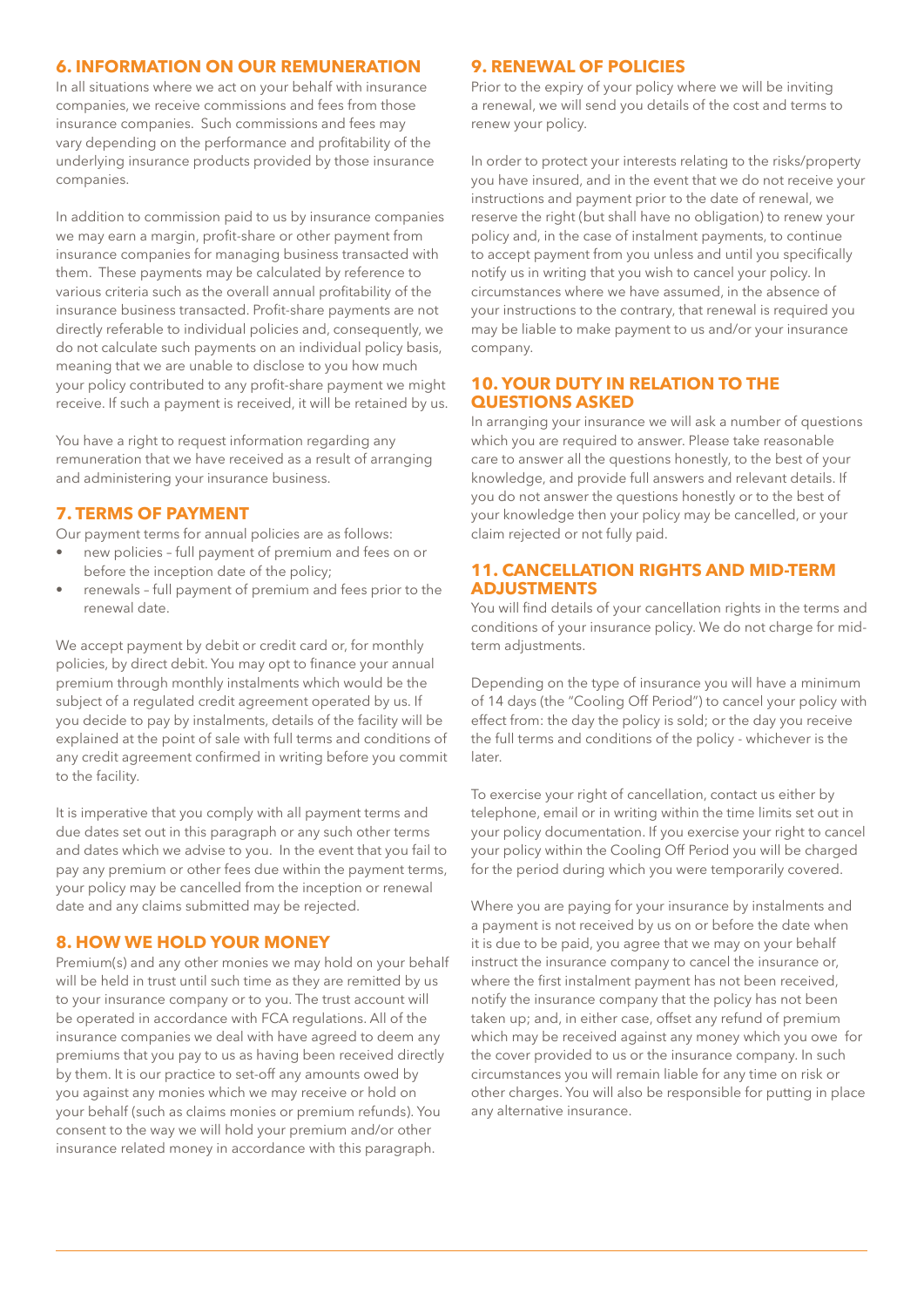## 6. INFORMATION ON OUR REMUNERATION

In all situations where we act on your behalf with insurance companies, we receive commissions and fees from those insurance companies. Such commissions and fees may vary depending on the performance and profitability of the underlying insurance products provided by those insurance companies.

In addition to commission paid to us by insurance companies we may earn a margin, profit-share or other payment from insurance companies for managing business transacted with them. These payments may be calculated by reference to various criteria such as the overall annual profitability of the insurance business transacted. Profit-share payments are not directly referable to individual policies and, consequently, we do not calculate such payments on an individual policy basis, meaning that we are unable to disclose to you how much your policy contributed to any profit-share payment we might receive. If such a payment is received, it will be retained by us.

You have a right to request information regarding any remuneration that we have received as a result of arranging and administering your insurance business.

## 7. TERMS OF PAYMENT

Our payment terms for annual policies are as follows:

- new policies – full payment of premium and fees on or before the inception date of the policy;
- renewals – full payment of premium and fees prior to the renewal date.

We accept payment by debit or credit card or, for monthly policies, by direct debit. You may opt to finance your annual premium through monthly instalments which would be the subject of a regulated credit agreement operated by us. If you decide to pay by instalments, details of the facility will be explained at the point of sale with full terms and conditions of any credit agreement confirmed in writing before you commit to the facility.

It is imperative that you comply with all payment terms and due dates set out in this paragraph or any such other terms and dates which we advise to you. In the event that you fail to pay any premium or other fees due within the payment terms, your policy may be cancelled from the inception or renewal date and any claims submitted may be rejected.

## 8. HOW WE HOLD YOUR MONEY

Premium(s) and any other monies we may hold on your behalf will be held in trust until such time as they are remitted by us to your insurance company or to you. The trust account will be operated in accordance with FCA regulations. All of the insurance companies we deal with have agreed to deem any premiums that you pay to us as having been received directly by them. It is our practice to set-off any amounts owed by you against any monies which we may receive or hold on your behalf (such as claims monies or premium refunds). You consent to the way we will hold your premium and/or other insurance related money in accordance with this paragraph.

## 9. RENEWAL OF POLICIES

Prior to the expiry of your policy where we will be inviting a renewal, we will send you details of the cost and terms to renew your policy.

In order to protect your interests relating to the risks/property you have insured, and in the event that we do not receive your instructions and payment prior to the date of renewal, we reserve the right (but shall have no obligation) to renew your policy and, in the case of instalment payments, to continue to accept payment from you unless and until you specifically notify us in writing that you wish to cancel your policy. In circumstances where we have assumed, in the absence of your instructions to the contrary, that renewal is required you may be liable to make payment to us and/or your insurance company.

## 10. YOUR DUTY IN RELATION TO THE QUESTIONS ASKED

In arranging your insurance we will ask a number of questions which you are required to answer. Please take reasonable care to answer all the questions honestly, to the best of your knowledge, and provide full answers and relevant details. If you do not answer the questions honestly or to the best of your knowledge then your policy may be cancelled, or your claim rejected or not fully paid.

## 11. CANCELLATION RIGHTS AND MID-TERM ADJUSTMENTS

You will find details of your cancellation rights in the terms and conditions of your insurance policy. We do not charge for mid-term adjustments.

Depending on the type of insurance you will have a minimum of 14 days (the "Cooling Off Period") to cancel your policy with effect from: the day the policy is sold; or the day you receive the full terms and conditions of the policy - whichever is the later.

To exercise your right of cancellation, contact us either by telephone, email or in writing within the time limits set out in your policy documentation. If you exercise your right to cancel your policy within the Cooling Off Period you will be charged for the period during which you were temporarily covered.

Where you are paying for your insurance by instalments and a payment is not received by us on or before the date when it is due to be paid, you agree that we may on your behalf instruct the insurance company to cancel the insurance or, where the first instalment payment has not been received, notify the insurance company that the policy has not been taken up; and, in either case, offset any refund of premium which may be received against any money which you owe for the cover provided to us or the insurance company. In such circumstances you will remain liable for any time on risk or other charges. You will also be responsible for putting in place any alternative insurance.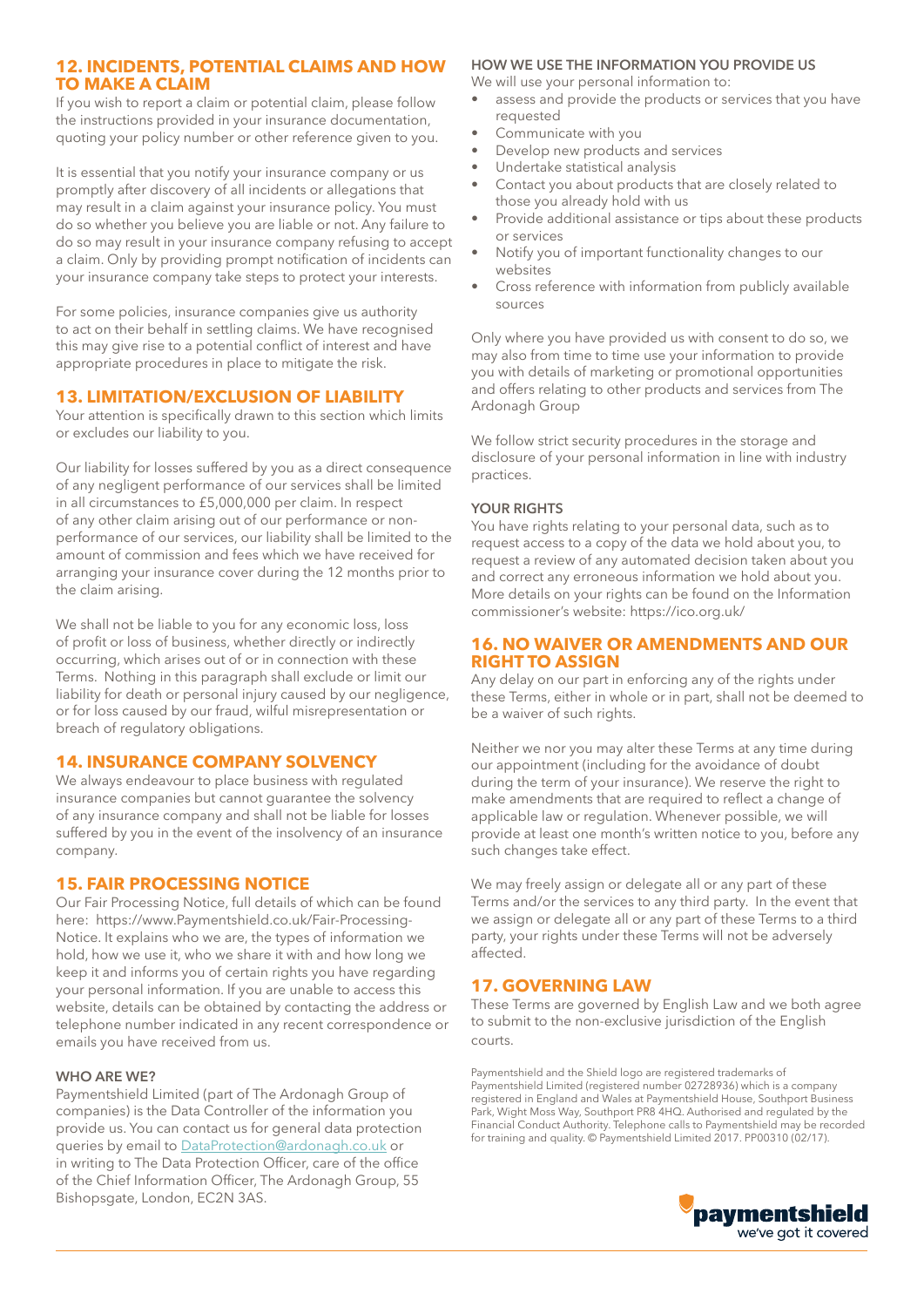## 12. INCIDENTS, POTENTIAL CLAIMS AND HOW TO MAKE A CLAIM

If you wish to report a claim or potential claim, please follow the instructions provided in your insurance documentation, quoting your policy number or other reference given to you.

It is essential that you notify your insurance company or us promptly after discovery of all incidents or allegations that may result in a claim against your insurance policy. You must do so whether you believe you are liable or not. Any failure to do so may result in your insurance company refusing to accept a claim. Only by providing prompt notification of incidents can your insurance company take steps to protect your interests.

For some policies, insurance companies give us authority to act on their behalf in settling claims. We have recognised this may give rise to a potential conflict of interest and have appropriate procedures in place to mitigate the risk.

## 13. LIMITATION/EXCLUSION OF LIABILITY

Your attention is specifically drawn to this section which limits or excludes our liability to you.

Our liability for losses suffered by you as a direct consequence of any negligent performance of our services shall be limited in all circumstances to £5,000,000 per claim. In respect of any other claim arising out of our performance or non-performance of our services, our liability shall be limited to the amount of commission and fees which we have received for arranging your insurance cover during the 12 months prior to the claim arising.

We shall not be liable to you for any economic loss, loss of profit or loss of business, whether directly or indirectly occurring, which arises out of or in connection with these Terms. Nothing in this paragraph shall exclude or limit our liability for death or personal injury caused by our negligence, or for loss caused by our fraud, wilful misrepresentation or breach of regulatory obligations.

## 14. INSURANCE COMPANY SOLVENCY

We always endeavour to place business with regulated insurance companies but cannot guarantee the solvency of any insurance company and shall not be liable for losses suffered by you in the event of the insolvency of an insurance company.

## 15. FAIR PROCESSING NOTICE

Our Fair Processing Notice, full details of which can be found here: https://www.Paymentshield.co.uk/Fair-Processing-Notice. It explains who we are, the types of information we hold, how we use it, who we share it with and how long we keep it and informs you of certain rights you have regarding your personal information. If you are unable to access this website, details can be obtained by contacting the address or telephone number indicated in any recent correspondence or emails you have received from us.

### WHO ARE WE?

Paymentshield Limited (part of The Ardonagh Group of companies) is the Data Controller of the information you provide us. You can contact us for general data protection queries by email to DataProtection@ardonagh.co.uk or in writing to The Data Protection Officer, care of the office of the Chief Information Officer, The Ardonagh Group, 55 Bishopsgate, London, EC2N 3AS.

### HOW WE USE THE INFORMATION YOU PROVIDE US

We will use your personal information to:

- assess and provide the products or services that you have requested
- Communicate with you
- Develop new products and services
- Undertake statistical analysis
- Contact you about products that are closely related to those you already hold with us
- Provide additional assistance or tips about these products or services
- Notify you of important functionality changes to our websites
- Cross reference with information from publicly available sources

Only where you have provided us with consent to do so, we may also from time to time use your information to provide you with details of marketing or promotional opportunities and offers relating to other products and services from The Ardonagh Group

We follow strict security procedures in the storage and disclosure of your personal information in line with industry practices.

### YOUR RIGHTS

You have rights relating to your personal data, such as to request access to a copy of the data we hold about you, to request a review of any automated decision taken about you and correct any erroneous information we hold about you. More details on your rights can be found on the Information commissioner's website: https://ico.org.uk/

## 16. NO WAIVER OR AMENDMENTS AND OUR RIGHT TO ASSIGN

Any delay on our part in enforcing any of the rights under these Terms, either in whole or in part, shall not be deemed to be a waiver of such rights.

Neither we nor you may alter these Terms at any time during our appointment (including for the avoidance of doubt during the term of your insurance). We reserve the right to make amendments that are required to reflect a change of applicable law or regulation. Whenever possible, we will provide at least one month's written notice to you, before any such changes take effect.

We may freely assign or delegate all or any part of these Terms and/or the services to any third party. In the event that we assign or delegate all or any part of these Terms to a third party, your rights under these Terms will not be adversely affected.

## 17. GOVERNING LAW

These Terms are governed by English Law and we both agree to submit to the non-exclusive jurisdiction of the English courts.

Paymentshield and the Shield logo are registered trademarks of Paymentshield Limited (registered number 02728936) which is a company registered in England and Wales at Paymentshield House, Southport Business Park, Wight Moss Way, Southport PR8 4HQ. Authorised and regulated by the Financial Conduct Authority. Telephone calls to Paymentshield may be recorded for training and quality. © Paymentshield Limited 2017. PP00310 (02/17).

paymentshield
we've got it covered